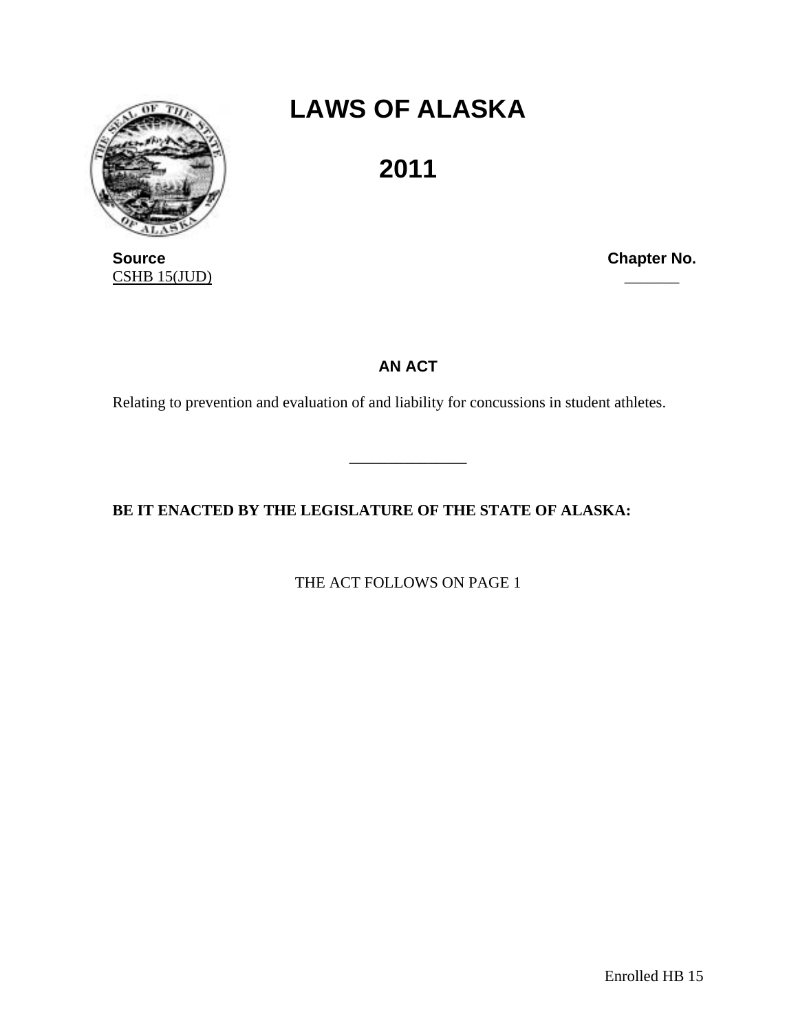# LAWS OF ALASKA

# 2011

| **Source** | **Chapter No.** |
| --- | --- |
| CSHB 15(JUD) | _______ |

## AN ACT

Relating to prevention and evaluation of and liability for concussions in student athletes.

_______________

**BE IT ENACTED BY THE LEGISLATURE OF THE STATE OF ALASKA:**

THE ACT FOLLOWS ON PAGE 1

Enrolled HB 15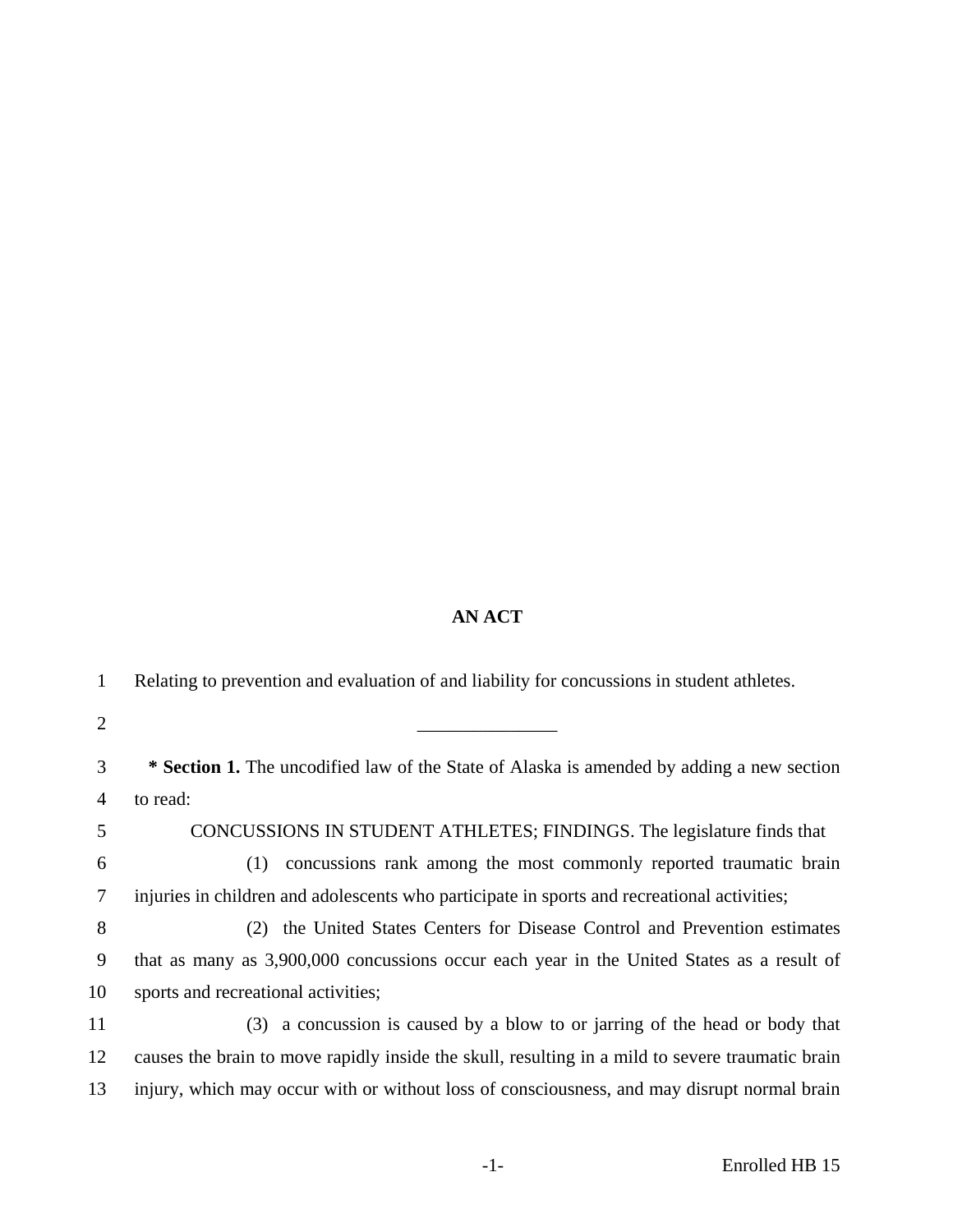**AN ACT**

Relating to prevention and evaluation of and liability for concussions in student athletes.

_______________

**\* Section 1.** The uncodified law of the State of Alaska is amended by adding a new section to read:

CONCUSSIONS IN STUDENT ATHLETES; FINDINGS. The legislature finds that

(1) concussions rank among the most commonly reported traumatic brain injuries in children and adolescents who participate in sports and recreational activities;

(2) the United States Centers for Disease Control and Prevention estimates that as many as 3,900,000 concussions occur each year in the United States as a result of sports and recreational activities;

(3) a concussion is caused by a blow to or jarring of the head or body that causes the brain to move rapidly inside the skull, resulting in a mild to severe traumatic brain injury, which may occur with or without loss of consciousness, and may disrupt normal brain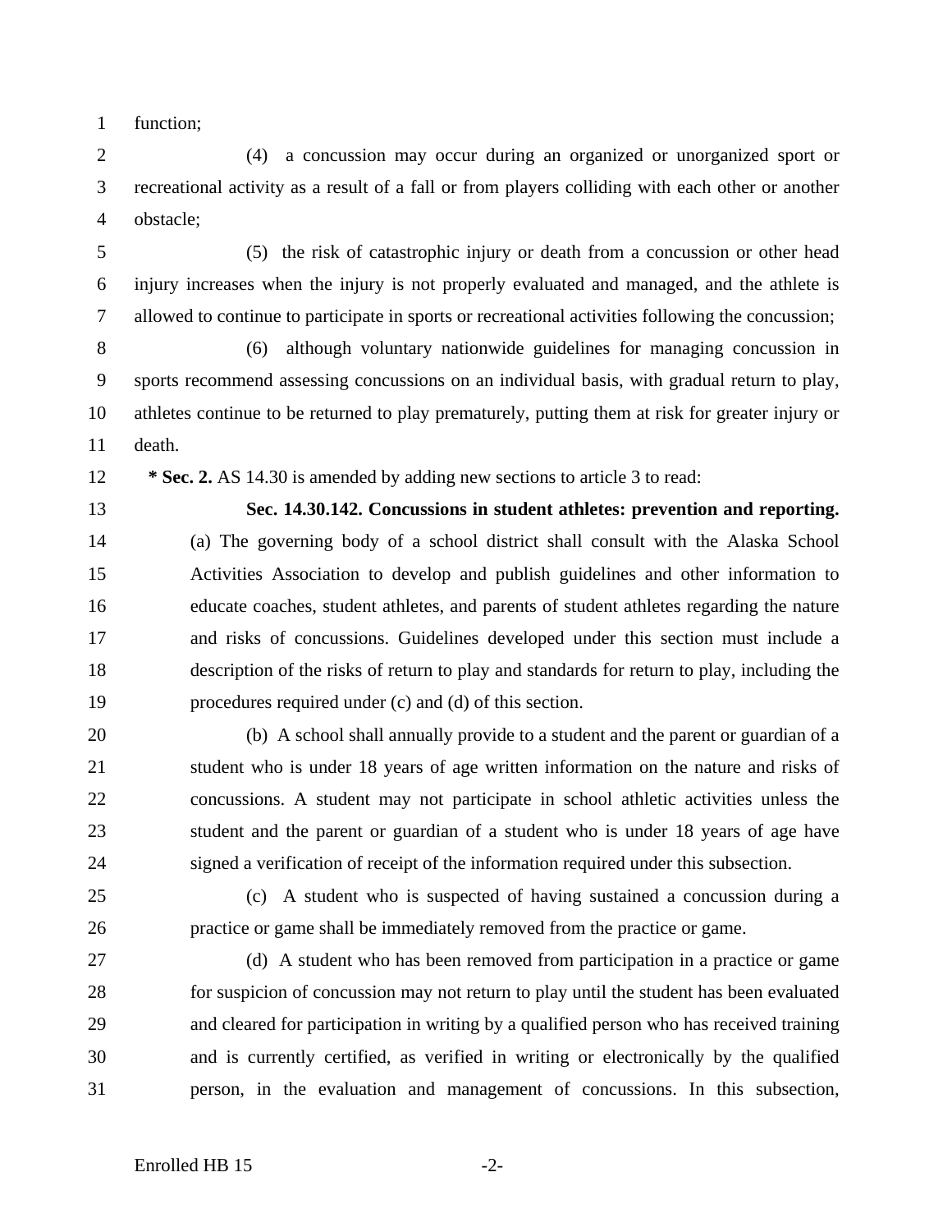function;

(4) a concussion may occur during an organized or unorganized sport or recreational activity as a result of a fall or from players colliding with each other or another obstacle;

(5) the risk of catastrophic injury or death from a concussion or other head injury increases when the injury is not properly evaluated and managed, and the athlete is allowed to continue to participate in sports or recreational activities following the concussion;

(6) although voluntary nationwide guidelines for managing concussion in sports recommend assessing concussions on an individual basis, with gradual return to play, athletes continue to be returned to play prematurely, putting them at risk for greater injury or death.

**\* Sec. 2.** AS 14.30 is amended by adding new sections to article 3 to read:

**Sec. 14.30.142. Concussions in student athletes: prevention and reporting.** (a) The governing body of a school district shall consult with the Alaska School Activities Association to develop and publish guidelines and other information to educate coaches, student athletes, and parents of student athletes regarding the nature and risks of concussions. Guidelines developed under this section must include a description of the risks of return to play and standards for return to play, including the procedures required under (c) and (d) of this section.

(b) A school shall annually provide to a student and the parent or guardian of a student who is under 18 years of age written information on the nature and risks of concussions. A student may not participate in school athletic activities unless the student and the parent or guardian of a student who is under 18 years of age have signed a verification of receipt of the information required under this subsection.

(c) A student who is suspected of having sustained a concussion during a practice or game shall be immediately removed from the practice or game.

(d) A student who has been removed from participation in a practice or game for suspicion of concussion may not return to play until the student has been evaluated and cleared for participation in writing by a qualified person who has received training and is currently certified, as verified in writing or electronically by the qualified person, in the evaluation and management of concussions. In this subsection,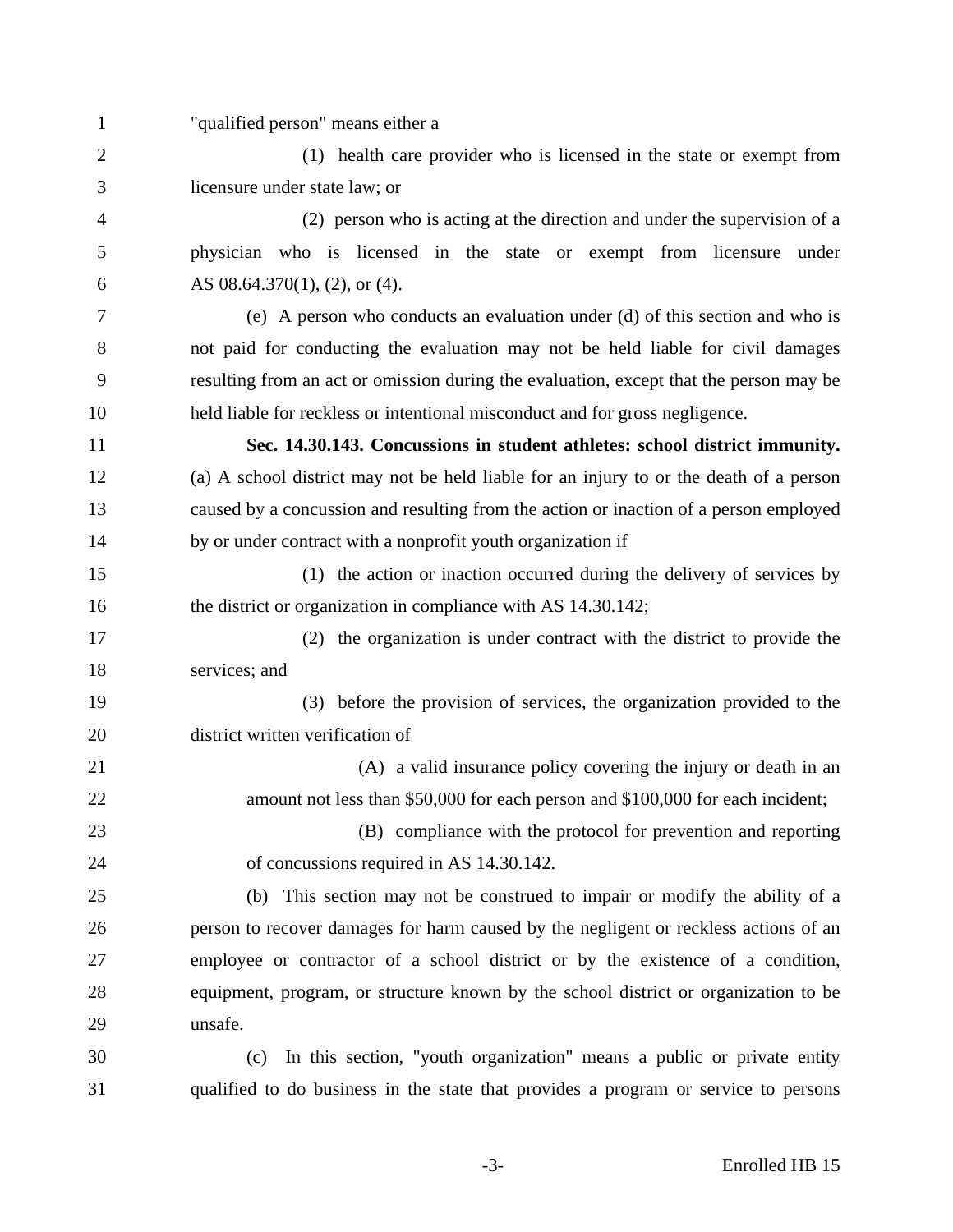"qualified person" means either a

(1) health care provider who is licensed in the state or exempt from licensure under state law; or

(2) person who is acting at the direction and under the supervision of a physician who is licensed in the state or exempt from licensure under AS 08.64.370(1), (2), or (4).

(e) A person who conducts an evaluation under (d) of this section and who is not paid for conducting the evaluation may not be held liable for civil damages resulting from an act or omission during the evaluation, except that the person may be held liable for reckless or intentional misconduct and for gross negligence.

**Sec. 14.30.143. Concussions in student athletes: school district immunity.** (a) A school district may not be held liable for an injury to or the death of a person caused by a concussion and resulting from the action or inaction of a person employed by or under contract with a nonprofit youth organization if

(1) the action or inaction occurred during the delivery of services by the district or organization in compliance with AS 14.30.142;

(2) the organization is under contract with the district to provide the services; and

(3) before the provision of services, the organization provided to the district written verification of

(A) a valid insurance policy covering the injury or death in an amount not less than $50,000 for each person and $100,000 for each incident;

(B) compliance with the protocol for prevention and reporting of concussions required in AS 14.30.142.

(b) This section may not be construed to impair or modify the ability of a person to recover damages for harm caused by the negligent or reckless actions of an employee or contractor of a school district or by the existence of a condition, equipment, program, or structure known by the school district or organization to be unsafe.

(c) In this section, "youth organization" means a public or private entity qualified to do business in the state that provides a program or service to persons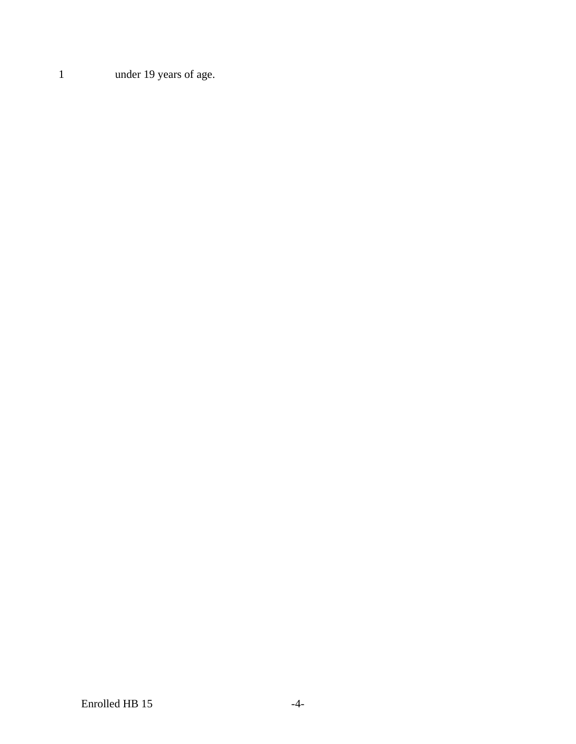under 19 years of age.